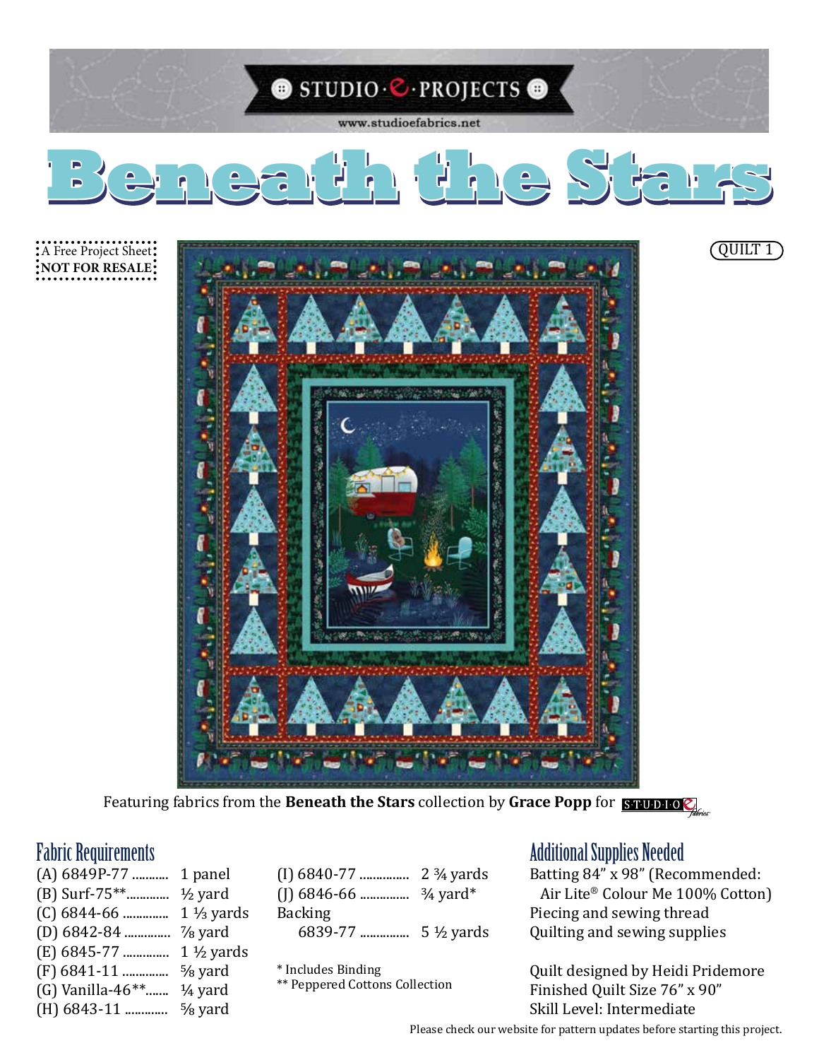STUDIO·E·PROJECTS

www.studioefabrics.net

# Beneath the Stars

A Free Project Sheet
**NOT FOR RESALE**

QUILT 1

Featuring fabrics from the **Beneath the Stars** collection by **Grace Popp** for STUDIO E Fabrics

## Fabric Requirements

(A) 6849P-77 .......... 1 panel
(B) Surf-75**............ ½ yard
(C) 6844-66 ............. 1 ⅓ yards
(D) 6842-84 ............. ⅞ yard
(E) 6845-77 ............. 1 ½ yards
(F) 6841-11 ............. ⅝ yard
(G) Vanilla-46**....... ¼ yard
(H) 6843-11 ............ ⅝ yard
(I) 6840-77 .............. 2 ¾ yards
(J) 6846-66 .............. ¾ yard*
Backing
6839-77 .............. 5 ½ yards

\* Includes Binding
\*\* Peppered Cottons Collection

## Additional Supplies Needed

Batting 84" x 98" (Recommended: Air Lite® Colour Me 100% Cotton)
Piecing and sewing thread
Quilting and sewing supplies

Quilt designed by Heidi Pridemore
Finished Quilt Size 76" x 90"
Skill Level: Intermediate

Please check our website for pattern updates before starting this project.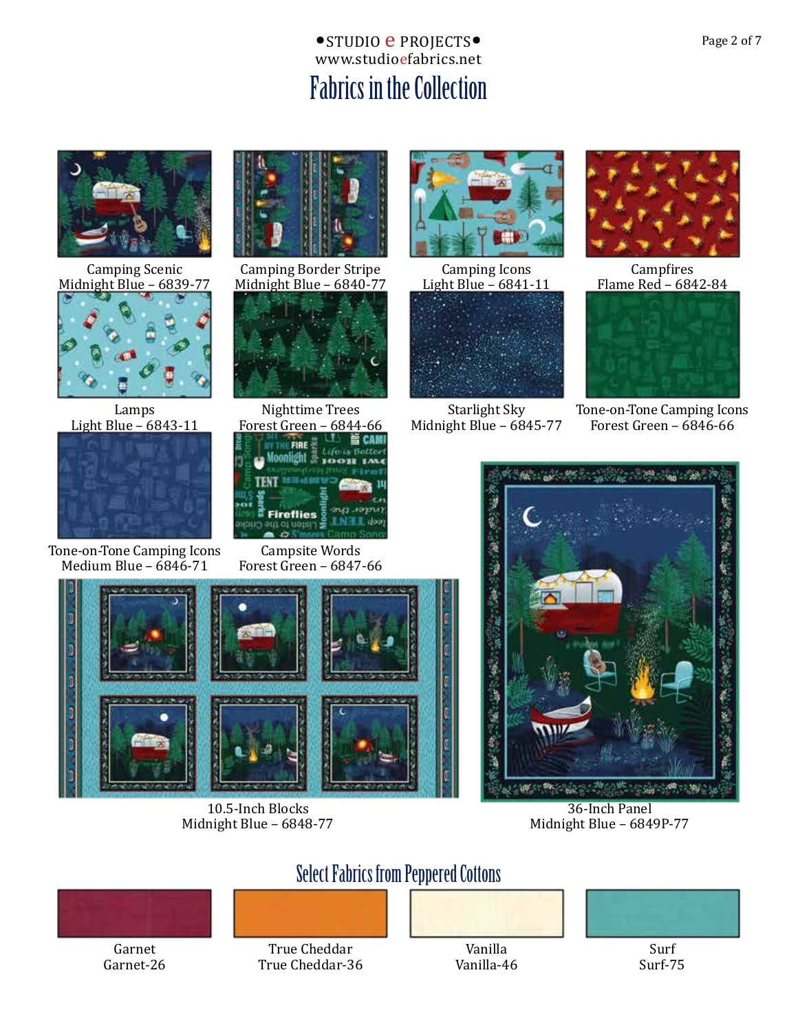•STUDIO e PROJECTS•
www.studioefabrics.net

# Fabrics in the Collection

Camping Scenic
Midnight Blue – 6839-77

Camping Border Stripe
Midnight Blue – 6840-77

Camping Icons
Light Blue – 6841-11

Campfires
Flame Red – 6842-84

Lamps
Light Blue – 6843-11

Nighttime Trees
Forest Green – 6844-66

Starlight Sky
Midnight Blue – 6845-77

Tone-on-Tone Camping Icons
Forest Green – 6846-66

Tone-on-Tone Camping Icons
Medium Blue – 6846-71

Campsite Words
Forest Green – 6847-66

10.5-Inch Blocks
Midnight Blue – 6848-77

36-Inch Panel
Midnight Blue – 6849P-77

## Select Fabrics from Peppered Cottons

Garnet
Garnet-26

True Cheddar
True Cheddar-36

Vanilla
Vanilla-46

Surf
Surf-75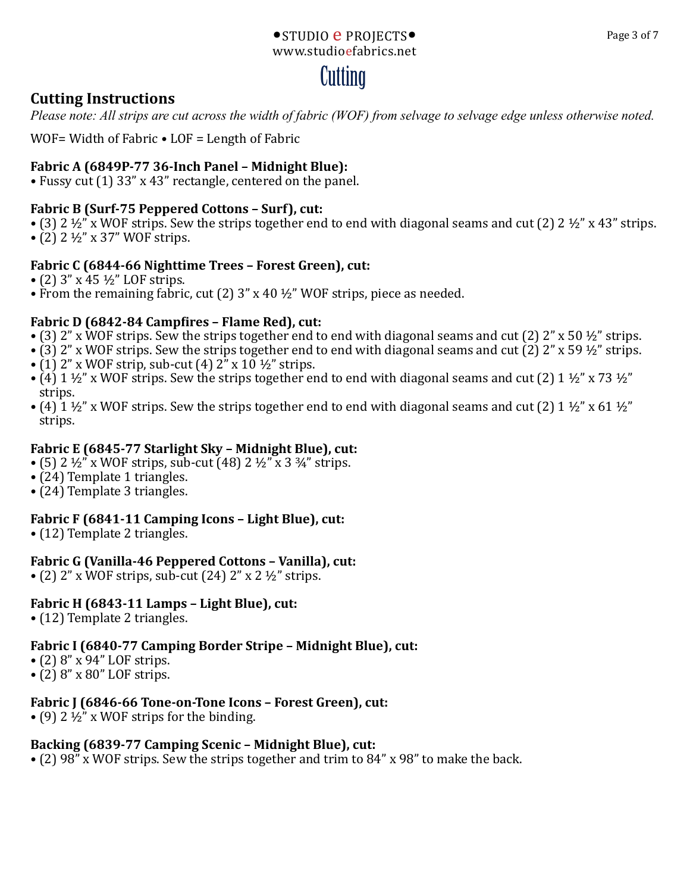# Cutting

## Cutting Instructions

*Please note: All strips are cut across the width of fabric (WOF) from selvage to selvage edge unless otherwise noted.*

WOF= Width of Fabric • LOF = Length of Fabric

**Fabric A (6849P-77 36-Inch Panel – Midnight Blue):**

- Fussy cut (1) 33" x 43" rectangle, centered on the panel.

**Fabric B (Surf-75 Peppered Cottons – Surf), cut:**

- (3) 2 ½" x WOF strips. Sew the strips together end to end with diagonal seams and cut (2) 2 ½" x 43" strips.
- (2) 2 ½" x 37" WOF strips.

**Fabric C (6844-66 Nighttime Trees – Forest Green), cut:**

- (2) 3" x 45 ½" LOF strips.
- From the remaining fabric, cut (2) 3" x 40 ½" WOF strips, piece as needed.

**Fabric D (6842-84 Campfires – Flame Red), cut:**

- (3) 2" x WOF strips. Sew the strips together end to end with diagonal seams and cut (2) 2" x 50 ½" strips.
- (3) 2" x WOF strips. Sew the strips together end to end with diagonal seams and cut (2) 2" x 59 ½" strips.
- (1) 2" x WOF strip, sub-cut (4) 2" x 10 ½" strips.
- (4) 1 ½" x WOF strips. Sew the strips together end to end with diagonal seams and cut (2) 1 ½" x 73 ½" strips.
- (4) 1 ½" x WOF strips. Sew the strips together end to end with diagonal seams and cut (2) 1 ½" x 61 ½" strips.

**Fabric E (6845-77 Starlight Sky – Midnight Blue), cut:**

- (5) 2 ½" x WOF strips, sub-cut (48) 2 ½" x 3 ¾" strips.
- (24) Template 1 triangles.
- (24) Template 3 triangles.

**Fabric F (6841-11 Camping Icons – Light Blue), cut:**

- (12) Template 2 triangles.

**Fabric G (Vanilla-46 Peppered Cottons – Vanilla), cut:**

- (2) 2" x WOF strips, sub-cut (24) 2" x 2 ½" strips.

**Fabric H (6843-11 Lamps – Light Blue), cut:**

- (12) Template 2 triangles.

**Fabric I (6840-77 Camping Border Stripe – Midnight Blue), cut:**

- (2) 8" x 94" LOF strips.
- (2) 8" x 80" LOF strips.

**Fabric J (6846-66 Tone-on-Tone Icons – Forest Green), cut:**

- (9) 2 ½" x WOF strips for the binding.

**Backing (6839-77 Camping Scenic – Midnight Blue), cut:**

- (2) 98" x WOF strips. Sew the strips together and trim to 84" x 98" to make the back.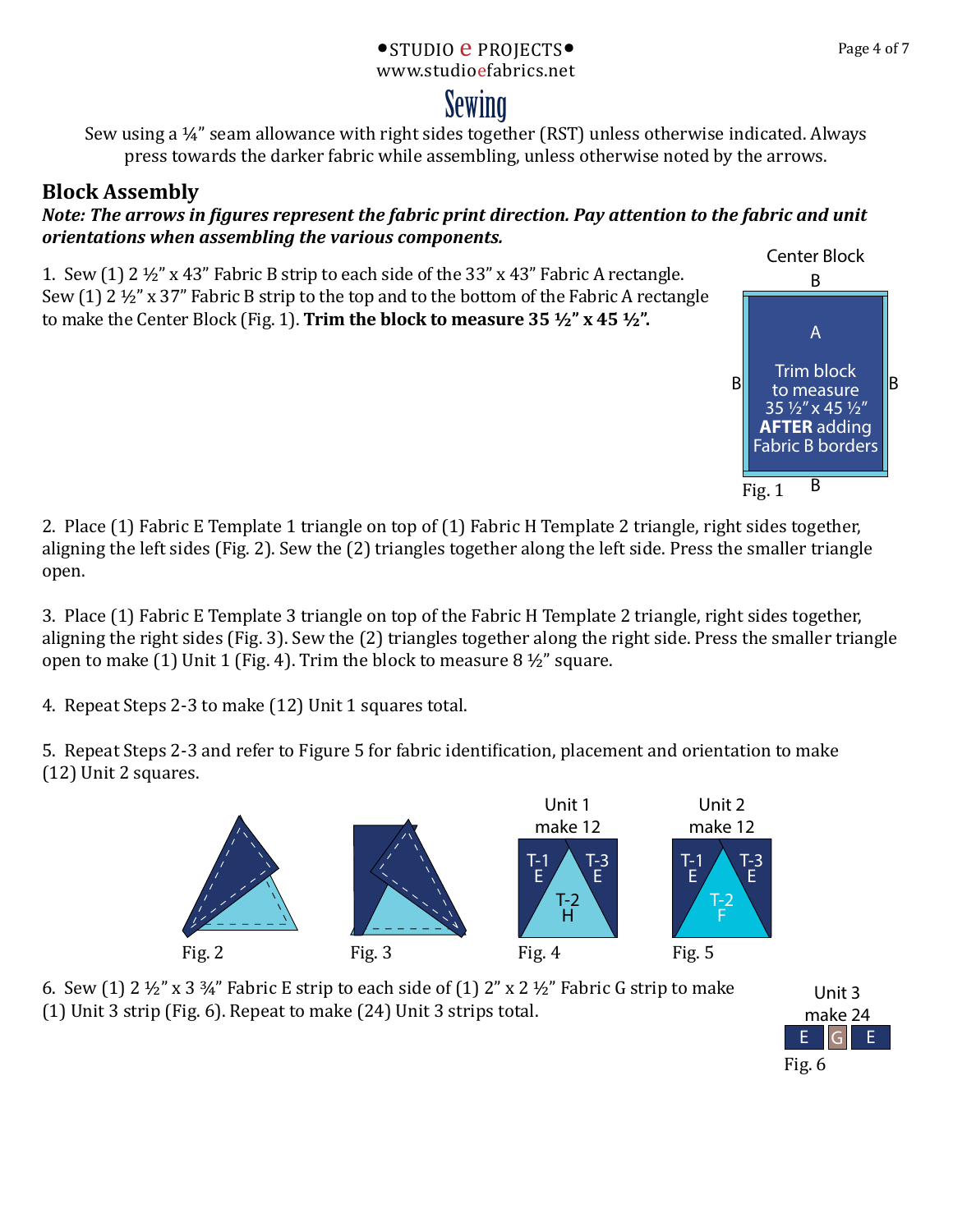# Sewing

Sew using a ¼" seam allowance with right sides together (RST) unless otherwise indicated. Always press towards the darker fabric while assembling, unless otherwise noted by the arrows.

## Block Assembly

***Note: The arrows in figures represent the fabric print direction. Pay attention to the fabric and unit orientations when assembling the various components.***

1. Sew (1) 2 ½" x 43" Fabric B strip to each side of the 33" x 43" Fabric A rectangle. Sew (1) 2 ½" x 37" Fabric B strip to the top and to the bottom of the Fabric A rectangle to make the Center Block (Fig. 1). **Trim the block to measure 35 ½" x 45 ½".**

Center Block

A

Trim block to measure 35 ½" x 45 ½" **AFTER** adding Fabric B borders

Fig. 1

2. Place (1) Fabric E Template 1 triangle on top of (1) Fabric H Template 2 triangle, right sides together, aligning the left sides (Fig. 2). Sew the (2) triangles together along the left side. Press the smaller triangle open.

3. Place (1) Fabric E Template 3 triangle on top of the Fabric H Template 2 triangle, right sides together, aligning the right sides (Fig. 3). Sew the (2) triangles together along the right side. Press the smaller triangle open to make (1) Unit 1 (Fig. 4). Trim the block to measure 8 ½" square.

4. Repeat Steps 2-3 to make (12) Unit 1 squares total.

5. Repeat Steps 2-3 and refer to Figure 5 for fabric identification, placement and orientation to make (12) Unit 2 squares.

Fig. 2 Fig. 3

Unit 1 make 12 (T-1 E, T-2 H, T-3 E)

Fig. 4

Unit 2 make 12 (T-1 E, T-2 F, T-3 E)

Fig. 5

6. Sew (1) 2 ½" x 3 ¾" Fabric E strip to each side of (1) 2" x 2 ½" Fabric G strip to make (1) Unit 3 strip (Fig. 6). Repeat to make (24) Unit 3 strips total.

Unit 3 make 24 (E G E)

Fig. 6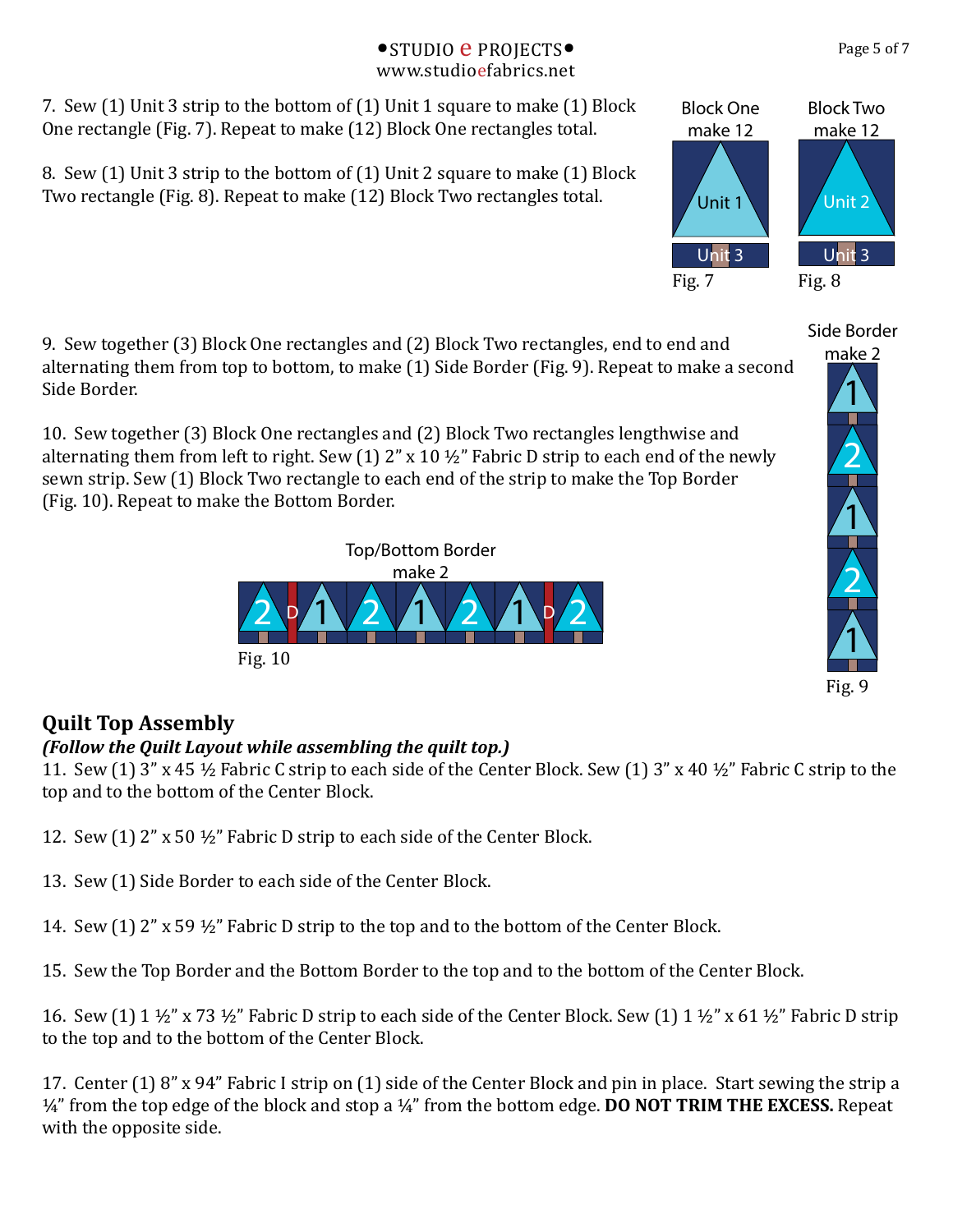7. Sew (1) Unit 3 strip to the bottom of (1) Unit 1 square to make (1) Block One rectangle (Fig. 7). Repeat to make (12) Block One rectangles total.

8. Sew (1) Unit 3 strip to the bottom of (1) Unit 2 square to make (1) Block Two rectangle (Fig. 8). Repeat to make (12) Block Two rectangles total.

Block One make 12

Block Two make 12

Fig. 7

Fig. 8

9. Sew together (3) Block One rectangles and (2) Block Two rectangles, end to end and alternating them from top to bottom, to make (1) Side Border (Fig. 9). Repeat to make a second Side Border.

10. Sew together (3) Block One rectangles and (2) Block Two rectangles lengthwise and alternating them from left to right. Sew (1) 2" x 10 ½" Fabric D strip to each end of the newly sewn strip. Sew (1) Block Two rectangle to each end of the strip to make the Top Border (Fig. 10). Repeat to make the Bottom Border.

Side Border make 2

Fig. 9

Top/Bottom Border make 2

Fig. 10

## Quilt Top Assembly

***(Follow the Quilt Layout while assembling the quilt top.)***

11. Sew (1) 3" x 45 ½ Fabric C strip to each side of the Center Block. Sew (1) 3" x 40 ½" Fabric C strip to the top and to the bottom of the Center Block.

12. Sew (1) 2" x 50 ½" Fabric D strip to each side of the Center Block.

13. Sew (1) Side Border to each side of the Center Block.

14. Sew (1) 2" x 59 ½" Fabric D strip to the top and to the bottom of the Center Block.

15. Sew the Top Border and the Bottom Border to the top and to the bottom of the Center Block.

16. Sew (1) 1 ½" x 73 ½" Fabric D strip to each side of the Center Block. Sew (1) 1 ½" x 61 ½" Fabric D strip to the top and to the bottom of the Center Block.

17. Center (1) 8" x 94" Fabric I strip on (1) side of the Center Block and pin in place. Start sewing the strip a ¼" from the top edge of the block and stop a ¼" from the bottom edge. **DO NOT TRIM THE EXCESS.** Repeat with the opposite side.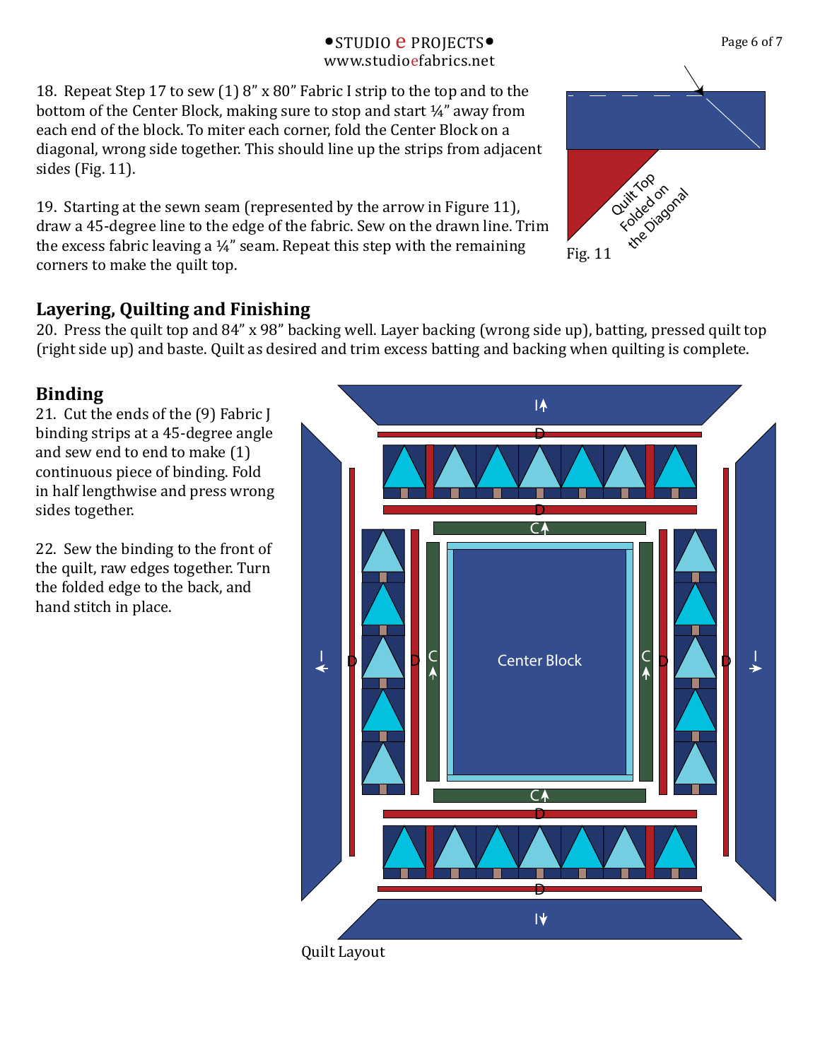18. Repeat Step 17 to sew (1) 8” x 80” Fabric I strip to the top and to the bottom of the Center Block, making sure to stop and start ¼” away from each end of the block. To miter each corner, fold the Center Block on a diagonal, wrong side together. This should line up the strips from adjacent sides (Fig. 11).

19. Starting at the sewn seam (represented by the arrow in Figure 11), draw a 45-degree line to the edge of the fabric. Sew on the drawn line. Trim the excess fabric leaving a ¼” seam. Repeat this step with the remaining corners to make the quilt top.

Quilt Top Folded on the Diagonal

Fig. 11

## Layering, Quilting and Finishing

20. Press the quilt top and 84” x 98” backing well. Layer backing (wrong side up), batting, pressed quilt top (right side up) and baste. Quilt as desired and trim excess batting and backing when quilting is complete.

## Binding

21. Cut the ends of the (9) Fabric J binding strips at a 45-degree angle and sew end to end to make (1) continuous piece of binding. Fold in half lengthwise and press wrong sides together.

22. Sew the binding to the front of the quilt, raw edges together. Turn the folded edge to the back, and hand stitch in place.

Quilt Layout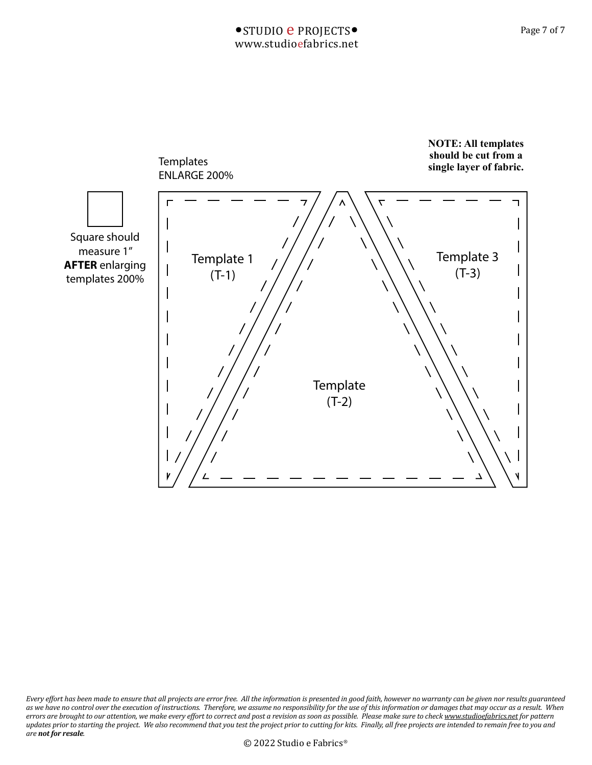**NOTE: All templates should be cut from a single layer of fabric.**

Templates
ENLARGE 200%

Square should measure 1" **AFTER** enlarging templates 200%

Template 1
(T-1)

Template
(T-2)

Template 3
(T-3)

*Every effort has been made to ensure that all projects are error free. All the information is presented in good faith, however no warranty can be given nor results guaranteed as we have no control over the execution of instructions. Therefore, we assume no responsibility for the use of this information or damages that may occur as a result. When errors are brought to our attention, we make every effort to correct and post a revision as soon as possible. Please make sure to check www.studioefabrics.net for pattern updates prior to starting the project. We also recommend that you test the project prior to cutting for kits. Finally, all free projects are intended to remain free to you and are **not for resale**.*

© 2022 Studio e Fabrics®